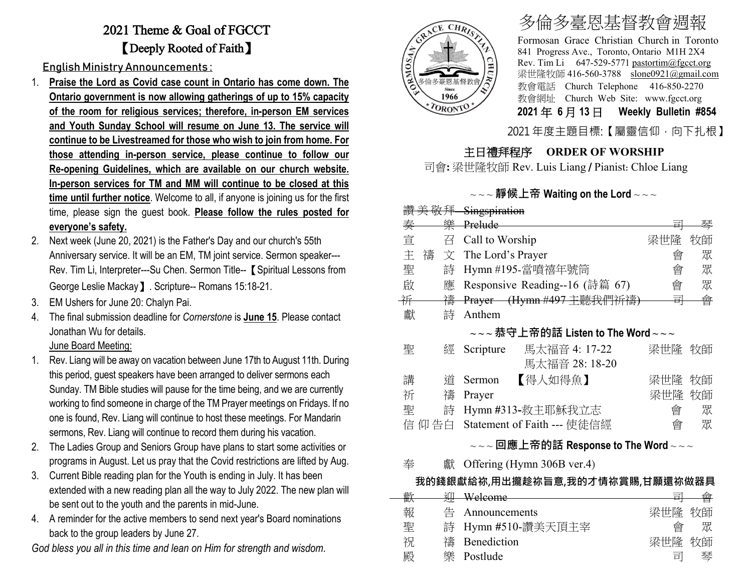# 2021 Theme & Goal of FGCCT

## 【Deeply Rooted of Faith】

### English Ministry Announcements :

1. **Praise the Lord as Covid case count in Ontario has come down. The Ontario government is now allowing gatherings of up to 15% capacity of the room for religious services; therefore, in-person EM services and Youth Sunday School will resume on June 13. The service will continue to be Livestreamed for those who wish to join from home. For those attending in-person service, please continue to follow our Re-opening Guidelines, which are available on our church website. In-person services for TM and MM will continue to be closed at this time until further notice**. Welcome to all, if anyone is joining us for the first time, please sign the guest book. **Please follow the rules posted for everyone's safety.**
2. Next week (June 20, 2021) is the Father's Day and our church's 55th Anniversary service. It will be an EM, TM joint service. Sermon speaker---Rev. Tim Li, Interpreter---Su Chen. Sermon Title--【Spiritual Lessons from George Leslie Mackay】. Scripture-- Romans 15:18-21.
3. EM Ushers for June 20: Chalyn Pai.
4. The final submission deadline for *Cornerstone* is **June 15**. Please contact Jonathan Wu for details.

June Board Meeting:

1. Rev. Liang will be away on vacation between June 17th to August 11th. During this period, guest speakers have been arranged to deliver sermons each Sunday. TM Bible studies will pause for the time being, and we are currently working to find someone in charge of the TM Prayer meetings on Fridays. If no one is found, Rev. Liang will continue to host these meetings. For Mandarin sermons, Rev. Liang will continue to record them during his vacation.
2. The Ladies Group and Seniors Group have plans to start some activities or programs in August. Let us pray that the Covid restrictions are lifted by Aug.
3. Current Bible reading plan for the Youth is ending in July. It has been extended with a new reading plan all the way to July 2022. The new plan will be sent out to the youth and the parents in mid-June.
4. A reminder for the active members to send next year's Board nominations back to the group leaders by June 27.

*God bless you all in this time and lean on Him for strength and wisdom.*

# 多倫多臺恩基督教會週報

Formosan Grace Christian Church in Toronto
841 Progress Ave., Toronto, Ontario M1H 2X4
Rev. Tim Li 647-529-5771 pastortim@fgcct.org
梁世隆牧師 416-560-3788 slone0921@gmail.com
教會電話 Church Telephone 416-850-2270
教會網址 Church Web Site: www.fgcct.org

**2021 年 6 月 13 日 Weekly Bulletin #854**

2021 年度主題目標:【屬靈信仰，向下扎根】

## 主日禮拜程序 ORDER OF WORSHIP

司會: 梁世隆牧師 Rev. Luis Liang / Pianist: Chloe Liang

### ~~~ 靜候上帝 Waiting on the Lord ~~~

| | | |
|---|---|---|
| ~~讚美敬拜~~ | ~~Singspiration~~ | |
| ~~奏　樂~~ | ~~Prelude~~ | ~~司　琴~~ |
| 宣　召 | Call to Worship | 梁世隆 牧師 |
| 主禱文 | The Lord's Prayer | 會　眾 |
| 聖　詩 | Hymn #195-當噴禧年號筒 | 會　眾 |
| 啟　應 | Responsive Reading--16 (詩篇 67) | 會　眾 |
| ~~祈　禱~~ | ~~Prayer (Hymn #497 主聽我們祈禱)~~ | ~~司　會~~ |
| 獻　詩 | Anthem | |

### ~~~ 恭守上帝的話 Listen to The Word ~~~

| | | |
|---|---|---|
| 聖　經 | Scripture 馬太福音 4: 17-22<br>馬太福音 28: 18-20 | 梁世隆 牧師 |
| 講　道 | Sermon 【得人如得魚】 | 梁世隆 牧師 |
| 祈　禱 | Prayer | 梁世隆 牧師 |
| 聖　詩 | Hymn #313-救主耶穌我立志 | 會　眾 |
| 信仰告白 | Statement of Faith --- 使徒信經 | 會　眾 |

### ~~~ 回應上帝的話 Response to The Word ~~~

| | | |
|---|---|---|
| 奉　獻 | Offering (Hymn 306B ver.4) | |

**我的錢銀獻給祢,用出攏趁祢旨意,我的才情祢賞賜,甘願還祢做器具**

| | | |
|---|---|---|
| ~~歡　迎~~ | ~~Welcome~~ | ~~司　會~~ |
| 報　告 | Announcements | 梁世隆 牧師 |
| 聖　詩 | Hymn #510-讚美天頂主宰 | 會　眾 |
| 祝　禱 | Benediction | 梁世隆 牧師 |
| 殿　樂 | Postlude | 司　琴 |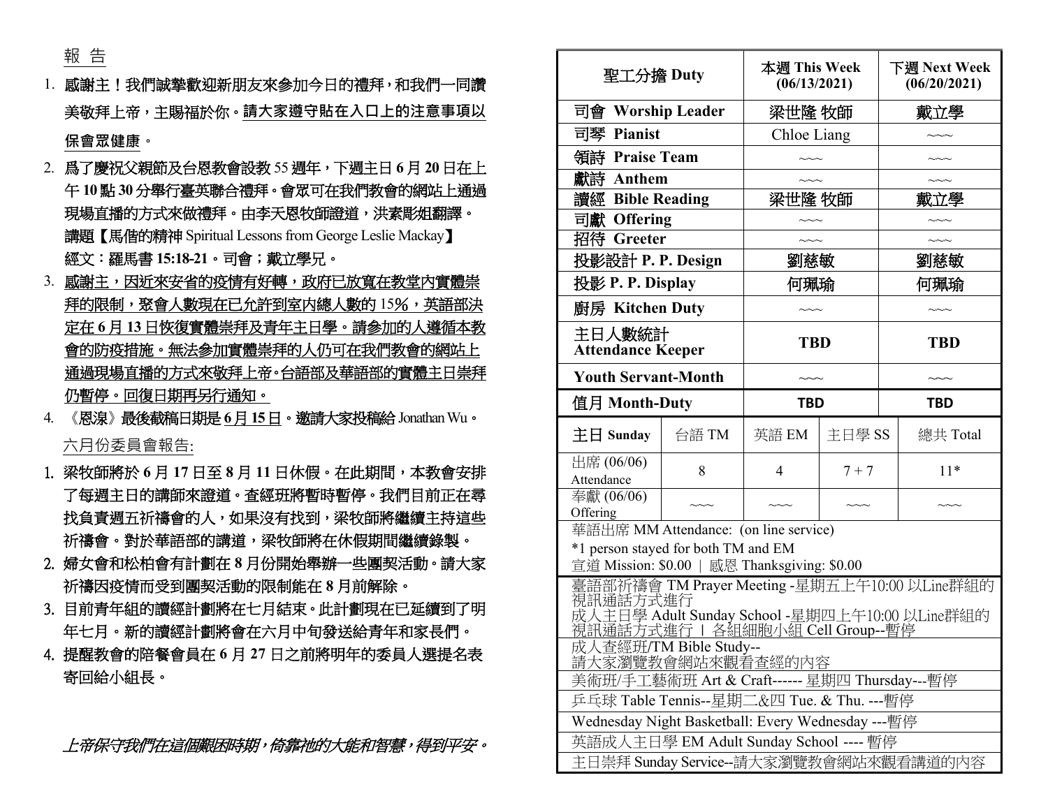報 告

1. **感謝主！我們誠摯歡迎新朋友來參加今日的禮拜，和我們一同讚美敬拜上帝，主賜福於你。請大家遵守貼在入口上的注意事項以保會眾健康。**
2. **爲了慶祝父親節及台恩教會設教** 55 **週年，下週主日 6 月 20 日在上午 10 點 30 分舉行臺英聯合禮拜。會眾可在我們教會的網站上通過現場直播的方式來做禮拜。由李天恩牧師證道，洪素彫姐翻譯。講題【馬偕的精神** Spiritual Lessons from George Leslie Mackay**】經文：羅馬書 15:18-21。司會；戴立學兄。**
3. **感謝主，因近來安省的疫情有好轉，政府已放寬在教堂內實體崇拜的限制，聚會人數現在已允許到室內總人數的** 15% **，英語部決定在 6 月 13 日恢復實體崇拜及青年主日學。請參加的人遵循本教會的防疫措施。無法參加實體崇拜的人仍可在我們教會的網站上通過現場直播的方式來敬拜上帝。台語部及華語部的實體主日崇拜仍暫停。回復日期再另行通知。**
4. 《恩淚》**最後截稿日期是 6 月 15 日。邀請大家投稿給** Jonathan Wu。

六月份委員會報告:

1. **梁牧師將於 6 月 17 日至 8 月 11 日休假。在此期間，本教會安排了每週主日的講師來證道。查經班將暫時暫停。我們目前正在尋找負責週五祈禱會的人，如果沒有找到，梁牧師將繼續主持這些祈禱會。對於華語部的講道，梁牧師將在休假期間繼續錄製。**
2. **婦女會和松柏會有計劃在 8 月份開始舉辦一些團契活動。請大家祈禱因疫情而受到團契活動的限制能在 8 月前解除。**
3. **目前青年組的讀經計劃將在七月結束。此計劃現在已延續到了明年七月。新的讀經計劃將會在六月中旬發送給青年和家長們。**
4. **提醒教會的陪餐會員在 6 月 27 日之前將明年的委員人選提名表寄回給小組長。**

*上帝保守我們在這個艱困時期，倚靠祂的大能和智慧，得到平安。*

| 聖工分擔 Duty | 本週 This Week (06/13/2021) | 下週 Next Week (06/20/2021) |
|---|---|---|
| 司會 Worship Leader | 梁世隆 牧師 | 戴立學 |
| 司琴 Pianist | Chloe Liang | ~~~ |
| 領詩 Praise Team | ~~~ | ~~~ |
| 獻詩 Anthem | ~~~ | ~~~ |
| 讀經 Bible Reading | 梁世隆 牧師 | 戴立學 |
| 司獻 Offering | ~~~ | ~~~ |
| 招待 Greeter | ~~~ | ~~~ |
| 投影設計 P. P. Design | 劉慈敏 | 劉慈敏 |
| 投影 P. P. Display | 何珮瑜 | 何珮瑜 |
| 廚房 Kitchen Duty | ~~~ | ~~~ |
| 主日人數統計 Attendance Keeper | TBD | TBD |
| Youth Servant-Month | ~~~ | ~~~ |
| 值月 Month-Duty | TBD | TBD |

| 主日 Sunday | 台語 TM | 英語 EM | 主日學 SS | 總共 Total |
|---|---|---|---|---|
| 出席 (06/06) Attendance | 8 | 4 | 7 + 7 | 11* |
| 奉獻 (06/06) Offering | ~~~ | ~~~ | ~~~ | ~~~ |

華語出席 MM Attendance: (on line service)

*1 person stayed for both TM and EM

宣道 Mission: $0.00 | 感恩 Thanksgiving: $0.00

臺語部祈禱會 TM Prayer Meeting -星期五上午10:00 以Line群組的視訊通話方式進行

成人主日學 Adult Sunday School -星期四上午10:00 以Line群組的視訊通話方式進行 | 各組細胞小組 Cell Group--暫停

成人查經班/TM Bible Study-- 請大家瀏覽教會網站來觀看查經的內容

美術班/手工藝術班 Art & Craft------ 星期四 Thursday---暫停

乒乓球 Table Tennis--星期二&四 Tue. & Thu. ---暫停

Wednesday Night Basketball: Every Wednesday ---暫停

英語成人主日學 EM Adult Sunday School ---- 暫停

主日崇拜 Sunday Service--請大家瀏覽教會網站來觀看講道的內容